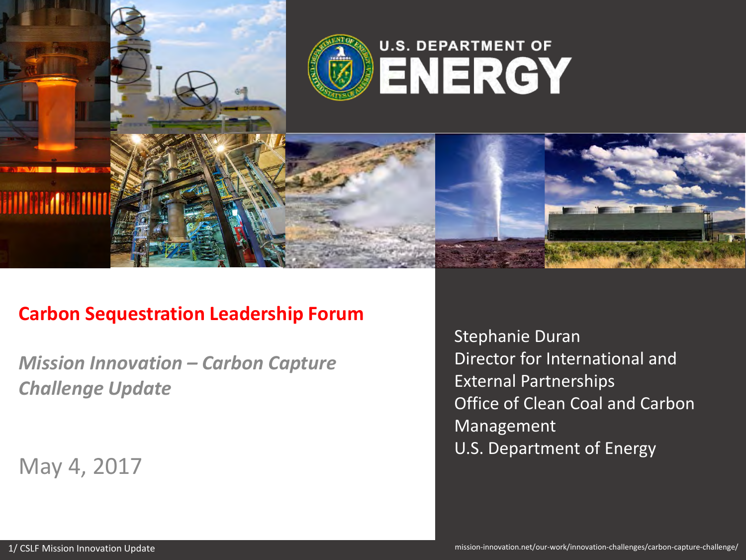U.S. DEPARTMENT OF ENERGY

# Carbon Sequestration Leadership Forum

## *Mission Innovation – Carbon Capture Challenge Update*

May 4, 2017

Stephanie Duran
Director for International and External Partnerships
Office of Clean Coal and Carbon Management
U.S. Department of Energy

mission-innovation.net/our-work/innovation-challenges/carbon-capture-challenge/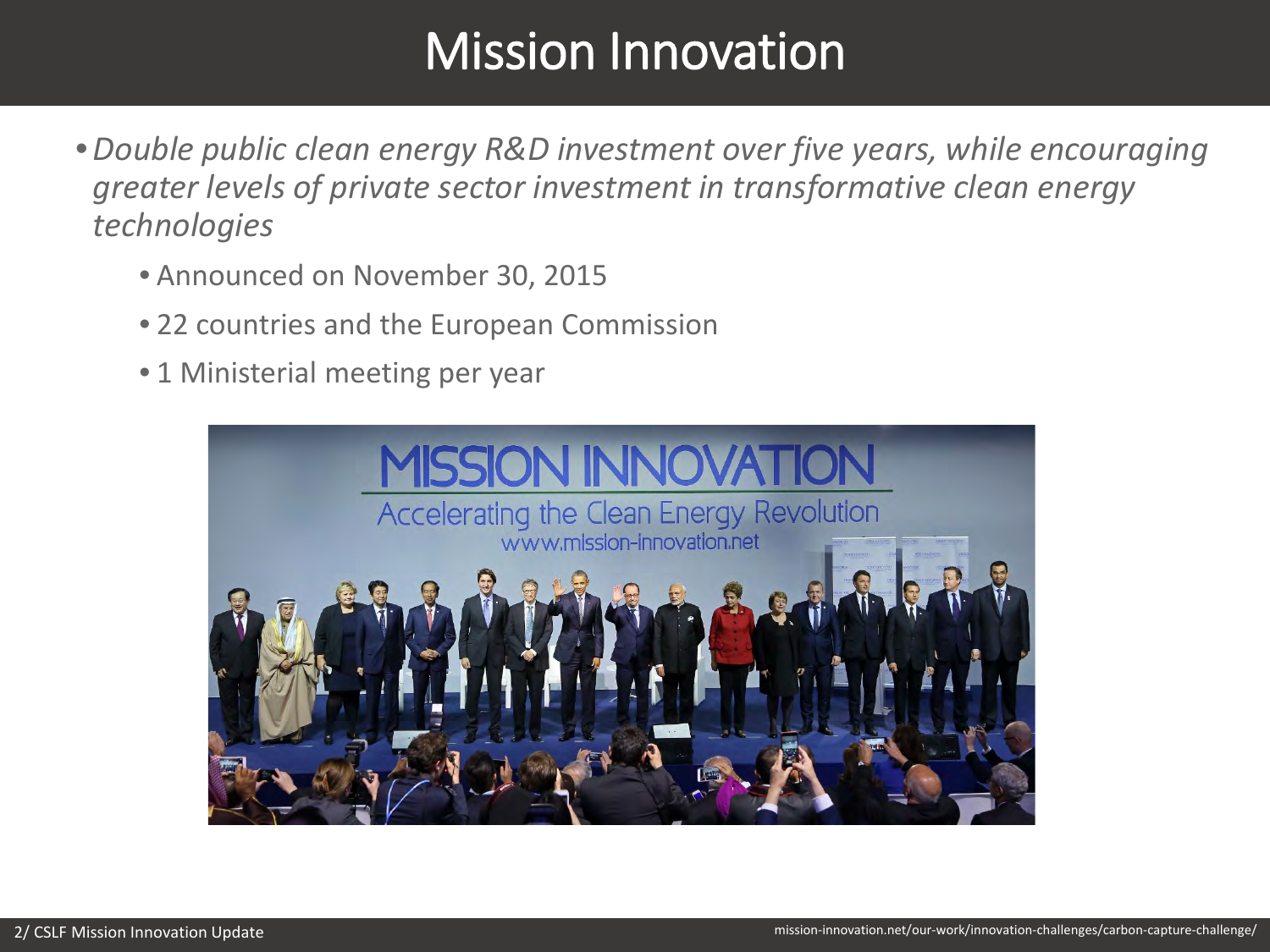# Mission Innovation

- *Double public clean energy R&D investment over five years, while encouraging greater levels of private sector investment in transformative clean energy technologies*
  - Announced on November 30, 2015
  - 22 countries and the European Commission
  - 1 Ministerial meeting per year

mission-innovation.net/our-work/innovation-challenges/carbon-capture-challenge/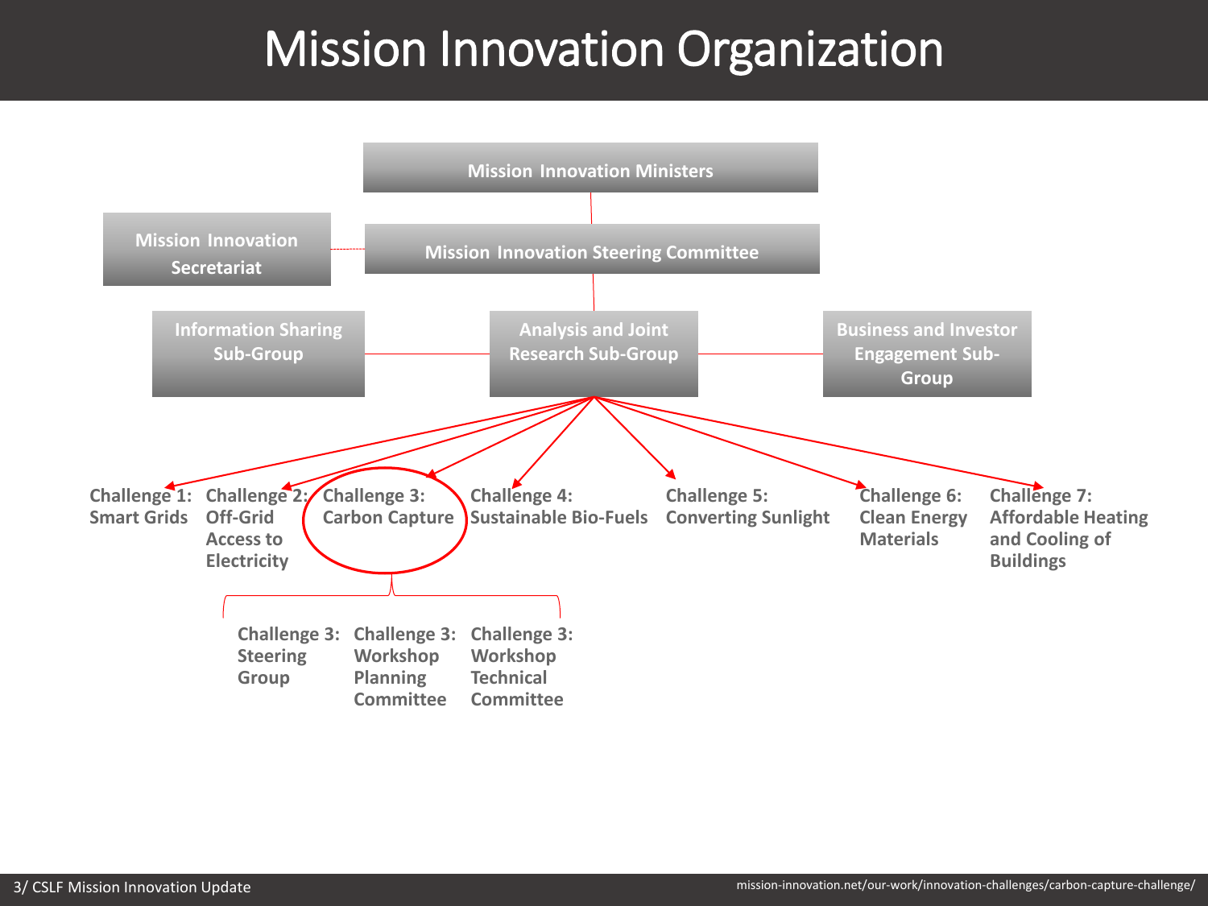# Mission Innovation Organization

- **Mission Innovation Ministers**
  - **Mission Innovation Steering Committee** (with **Mission Innovation Secretariat**)
    - **Information Sharing Sub-Group**
    - **Analysis and Joint Research Sub-Group**
      - **Challenge 1: Smart Grids**
      - **Challenge 2: Off-Grid Access to Electricity**
      - **Challenge 3: Carbon Capture**
        - **Challenge 3: Steering Group**
        - **Challenge 3: Workshop Planning Committee**
        - **Challenge 3: Workshop Technical Committee**
      - **Challenge 4: Sustainable Bio-Fuels**
      - **Challenge 5: Converting Sunlight**
      - **Challenge 6: Clean Energy Materials**
      - **Challenge 7: Affordable Heating and Cooling of Buildings**
    - **Business and Investor Engagement Sub-Group**

mission-innovation.net/our-work/innovation-challenges/carbon-capture-challenge/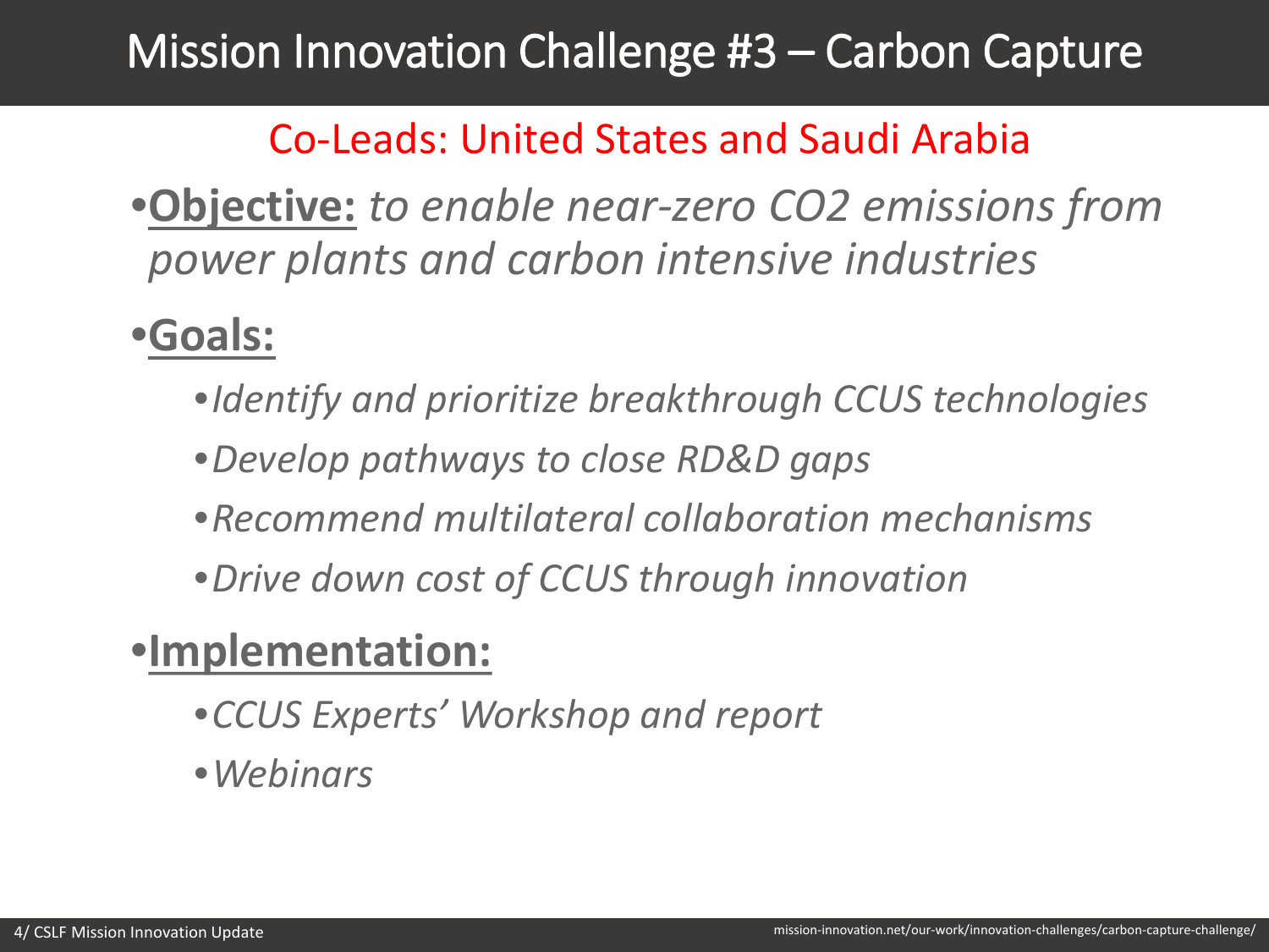# Mission Innovation Challenge #3 – Carbon Capture

Co-Leads: United States and Saudi Arabia

- **Objective:** *to enable near-zero $CO_2$ emissions from power plants and carbon intensive industries*
- **Goals:**
  - *Identify and prioritize breakthrough CCUS technologies*
  - *Develop pathways to close RD&D gaps*
  - *Recommend multilateral collaboration mechanisms*
  - *Drive down cost of CCUS through innovation*
- **Implementation:**
  - *CCUS Experts' Workshop and report*
  - *Webinars*

mission-innovation.net/our-work/innovation-challenges/carbon-capture-challenge/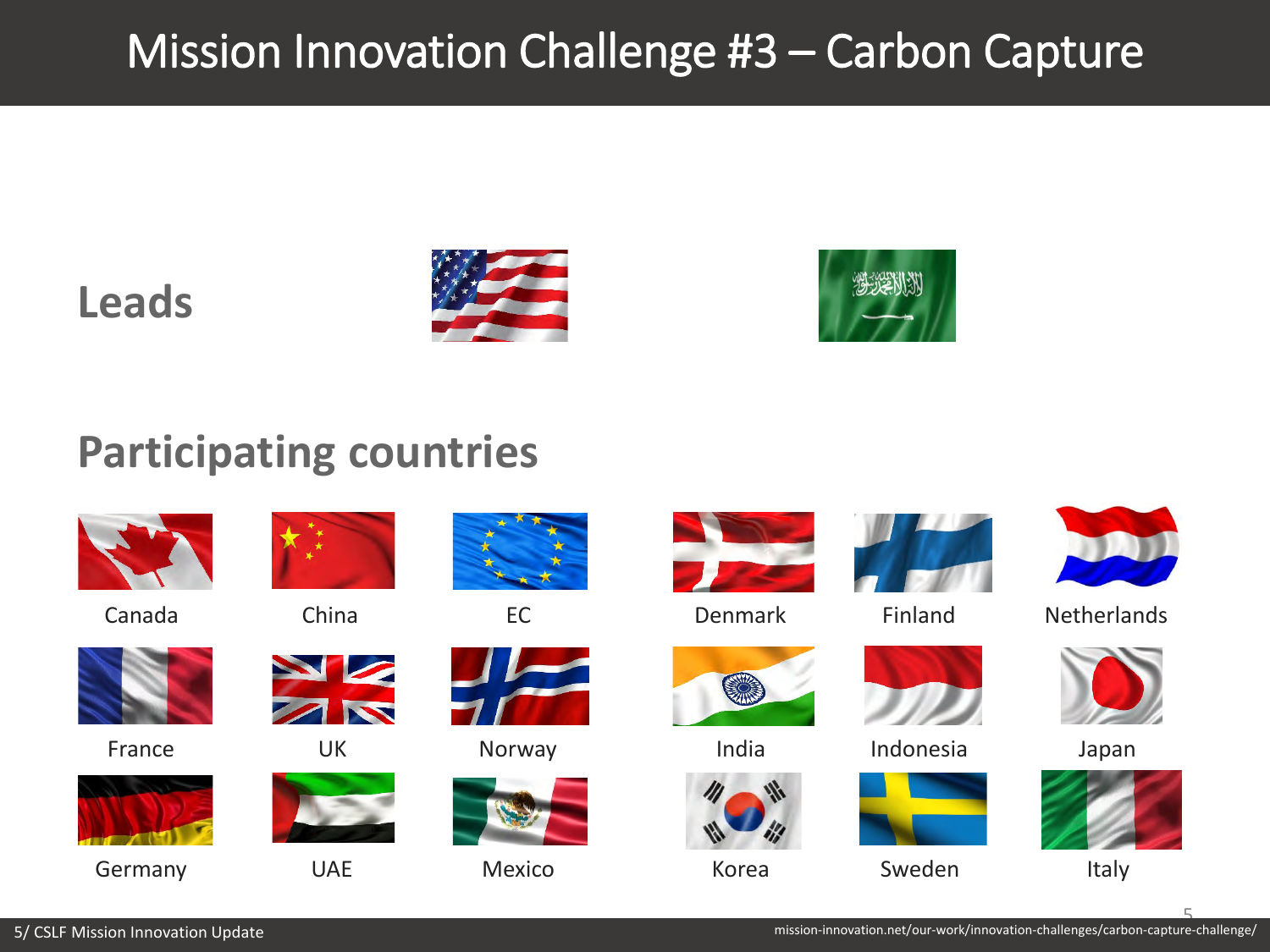# Mission Innovation Challenge #3 – Carbon Capture

## Leads

## Participating countries

Canada

China

EC

Denmark

Finland

Netherlands

France

UK

Norway

India

Indonesia

Japan

Germany

UAE

Mexico

Korea

Sweden

Italy

mission-innovation.net/our-work/innovation-challenges/carbon-capture-challenge/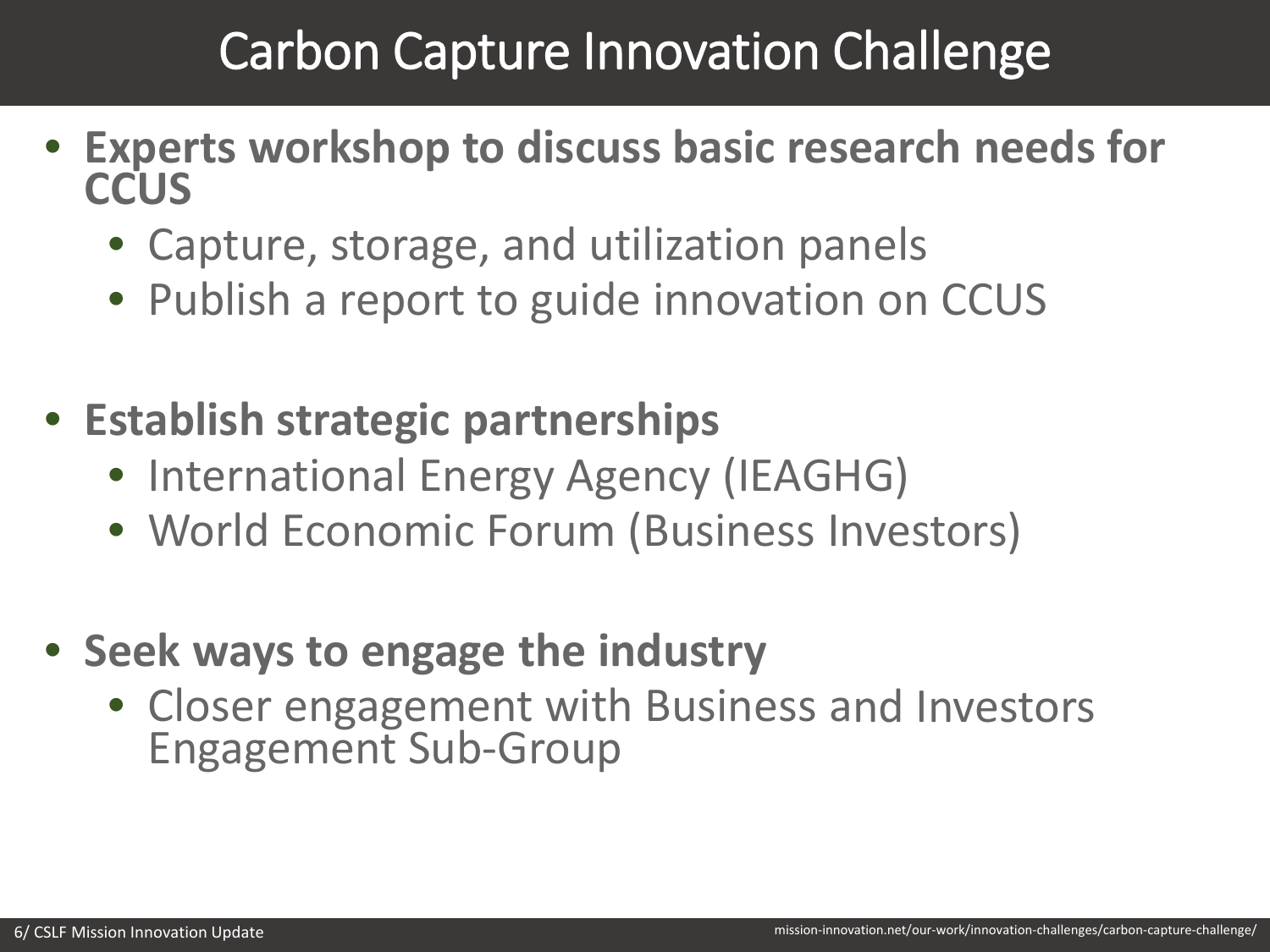# Carbon Capture Innovation Challenge

- **Experts workshop to discuss basic research needs for CCUS**
  - Capture, storage, and utilization panels
  - Publish a report to guide innovation on CCUS
- **Establish strategic partnerships**
  - International Energy Agency (IEAGHG)
  - World Economic Forum (Business Investors)
- **Seek ways to engage the industry**
  - Closer engagement with Business and Investors Engagement Sub-Group

mission-innovation.net/our-work/innovation-challenges/carbon-capture-challenge/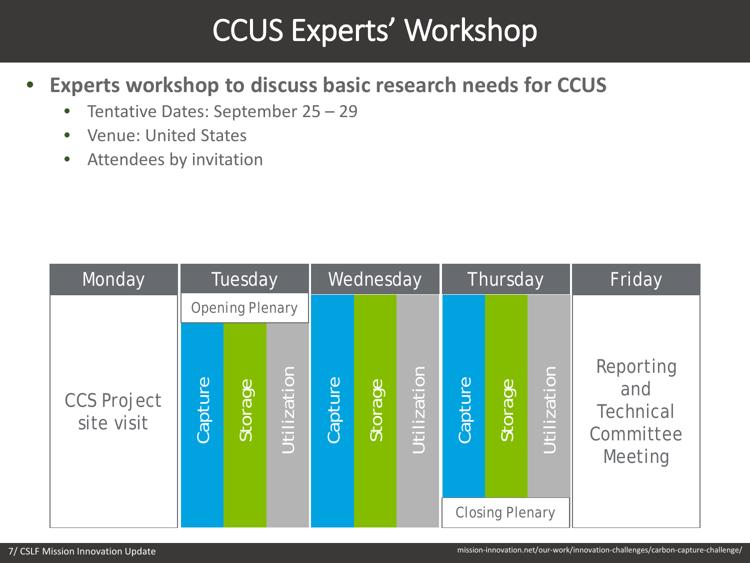# CCUS Experts' Workshop

- **Experts workshop to discuss basic research needs for CCUS**
  - Tentative Dates: September 25 – 29
  - Venue: United States
  - Attendees by invitation

| Monday | Tuesday | Wednesday | Thursday | Friday |
|---|---|---|---|---|
| CCS Project site visit | Opening Plenary<br>Capture / Storage / Utilization | Capture / Storage / Utilization | Capture / Storage / Utilization<br>Closing Plenary | Reporting and Technical Committee Meeting |

mission-innovation.net/our-work/innovation-challenges/carbon-capture-challenge/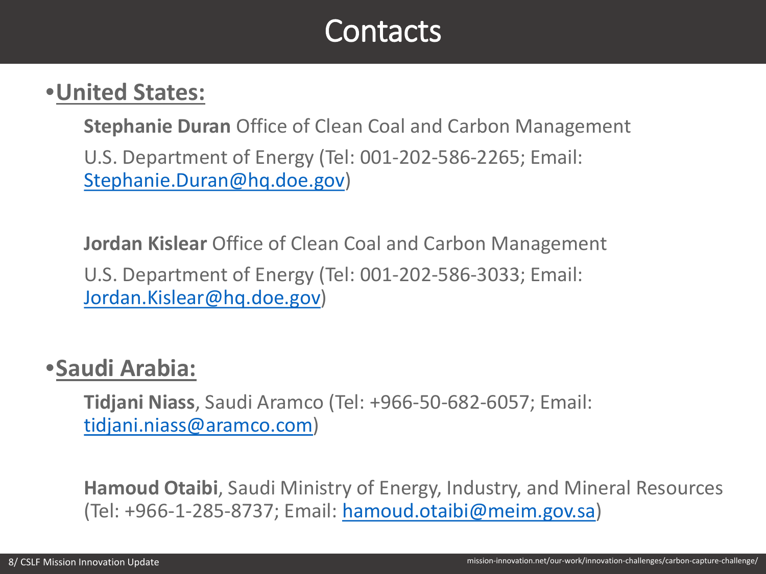# Contacts

- **United States:**

  **Stephanie Duran** Office of Clean Coal and Carbon Management

  U.S. Department of Energy (Tel: 001-202-586-2265; Email: Stephanie.Duran@hq.doe.gov)

  **Jordan Kislear** Office of Clean Coal and Carbon Management

  U.S. Department of Energy (Tel: 001-202-586-3033; Email: Jordan.Kislear@hq.doe.gov)

- **Saudi Arabia:**

  **Tidjani Niass**, Saudi Aramco (Tel: +966-50-682-6057; Email: tidjani.niass@aramco.com)

  **Hamoud Otaibi**, Saudi Ministry of Energy, Industry, and Mineral Resources (Tel: +966-1-285-8737; Email: hamoud.otaibi@meim.gov.sa)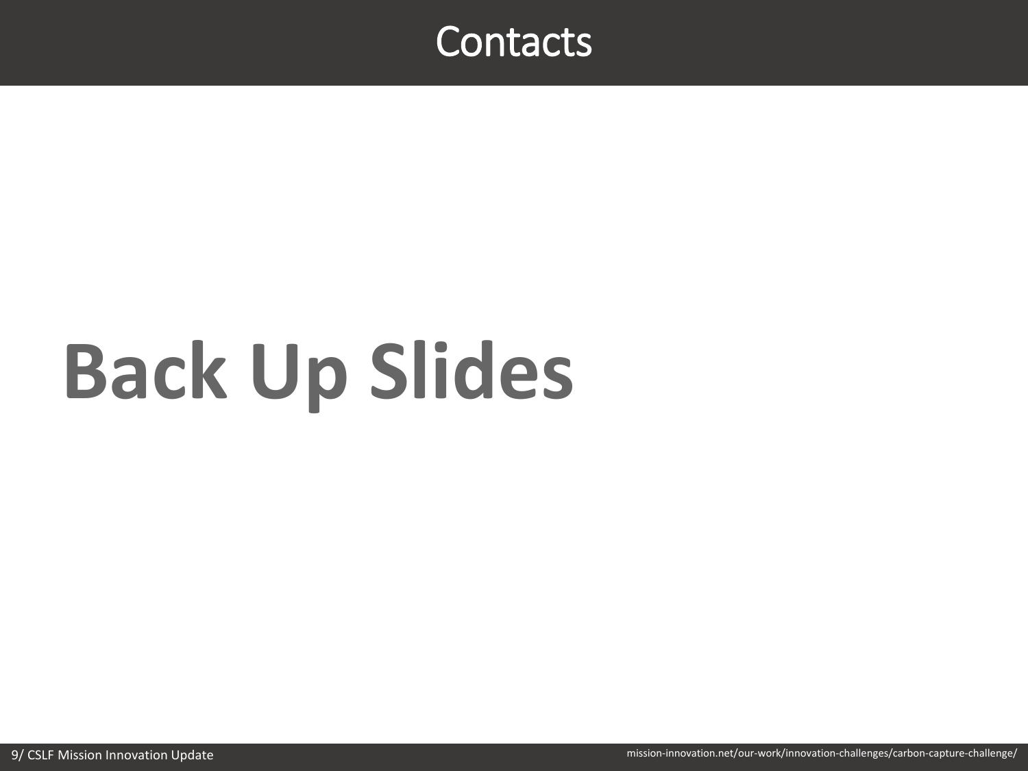# Contacts

# Back Up Slides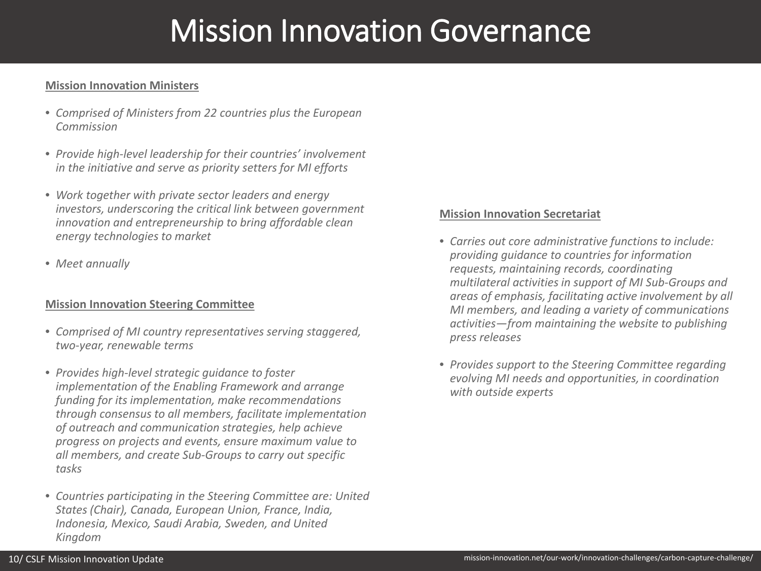# Mission Innovation Governance

**Mission Innovation Ministers**

- *Comprised of Ministers from 22 countries plus the European Commission*
- *Provide high-level leadership for their countries' involvement in the initiative and serve as priority setters for MI efforts*
- *Work together with private sector leaders and energy investors, underscoring the critical link between government innovation and entrepreneurship to bring affordable clean energy technologies to market*
- *Meet annually*

**Mission Innovation Steering Committee**

- *Comprised of MI country representatives serving staggered, two-year, renewable terms*
- *Provides high-level strategic guidance to foster implementation of the Enabling Framework and arrange funding for its implementation, make recommendations through consensus to all members, facilitate implementation of outreach and communication strategies, help achieve progress on projects and events, ensure maximum value to all members, and create Sub-Groups to carry out specific tasks*
- *Countries participating in the Steering Committee are: United States (Chair), Canada, European Union, France, India, Indonesia, Mexico, Saudi Arabia, Sweden, and United Kingdom*

**Mission Innovation Secretariat**

- *Carries out core administrative functions to include: providing guidance to countries for information requests, maintaining records, coordinating multilateral activities in support of MI Sub-Groups and areas of emphasis, facilitating active involvement by all MI members, and leading a variety of communications activities—from maintaining the website to publishing press releases*
- *Provides support to the Steering Committee regarding evolving MI needs and opportunities, in coordination with outside experts*

mission-innovation.net/our-work/innovation-challenges/carbon-capture-challenge/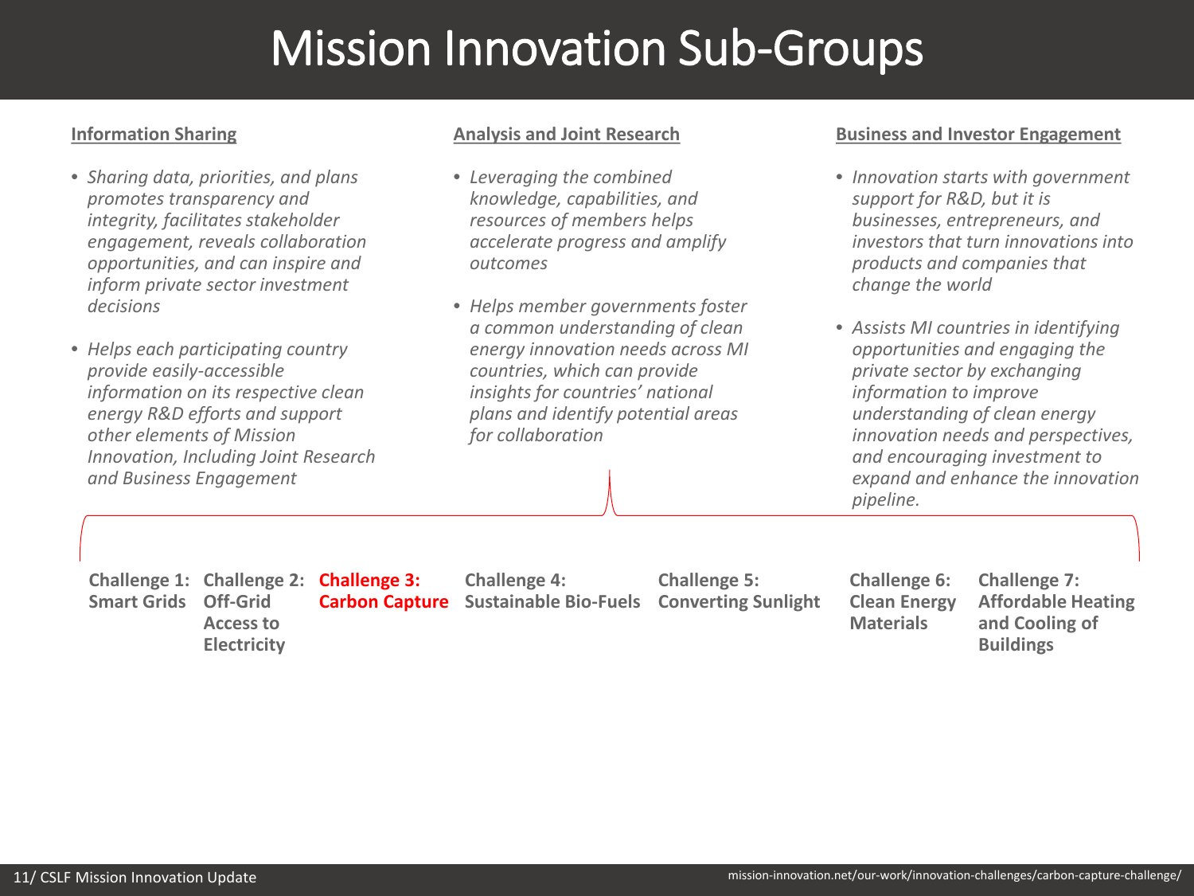# Mission Innovation Sub-Groups

**Information Sharing**

- *Sharing data, priorities, and plans promotes transparency and integrity, facilitates stakeholder engagement, reveals collaboration opportunities, and can inspire and inform private sector investment decisions*
- *Helps each participating country provide easily-accessible information on its respective clean energy R&D efforts and support other elements of Mission Innovation, Including Joint Research and Business Engagement*

**Analysis and Joint Research**

- *Leveraging the combined knowledge, capabilities, and resources of members helps accelerate progress and amplify outcomes*
- *Helps member governments foster a common understanding of clean energy innovation needs across MI countries, which can provide insights for countries' national plans and identify potential areas for collaboration*

**Business and Investor Engagement**

- *Innovation starts with government support for R&D, but it is businesses, entrepreneurs, and investors that turn innovations into products and companies that change the world*
- *Assists MI countries in identifying opportunities and engaging the private sector by exchanging information to improve understanding of clean energy innovation needs and perspectives, and encouraging investment to expand and enhance the innovation pipeline.*

**Challenge 1: Smart Grids**

**Challenge 2: Off-Grid Access to Electricity**

**Challenge 3: Carbon Capture**

**Challenge 4: Sustainable Bio-Fuels**

**Challenge 5: Converting Sunlight**

**Challenge 6: Clean Energy Materials**

**Challenge 7: Affordable Heating and Cooling of Buildings**

mission-innovation.net/our-work/innovation-challenges/carbon-capture-challenge/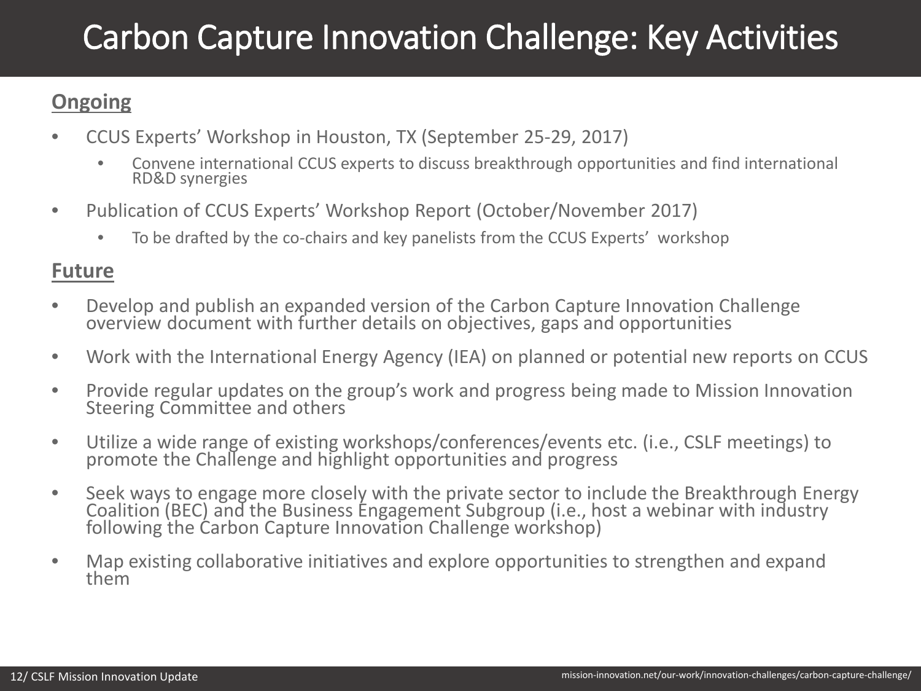# Carbon Capture Innovation Challenge: Key Activities

**Ongoing**

- CCUS Experts' Workshop in Houston, TX (September 25-29, 2017)
  - Convene international CCUS experts to discuss breakthrough opportunities and find international RD&D synergies
- Publication of CCUS Experts' Workshop Report (October/November 2017)
  - To be drafted by the co-chairs and key panelists from the CCUS Experts' workshop

**Future**

- Develop and publish an expanded version of the Carbon Capture Innovation Challenge overview document with further details on objectives, gaps and opportunities
- Work with the International Energy Agency (IEA) on planned or potential new reports on CCUS
- Provide regular updates on the group's work and progress being made to Mission Innovation Steering Committee and others
- Utilize a wide range of existing workshops/conferences/events etc. (i.e., CSLF meetings) to promote the Challenge and highlight opportunities and progress
- Seek ways to engage more closely with the private sector to include the Breakthrough Energy Coalition (BEC) and the Business Engagement Subgroup (i.e., host a webinar with industry following the Carbon Capture Innovation Challenge workshop)
- Map existing collaborative initiatives and explore opportunities to strengthen and expand them

mission-innovation.net/our-work/innovation-challenges/carbon-capture-challenge/